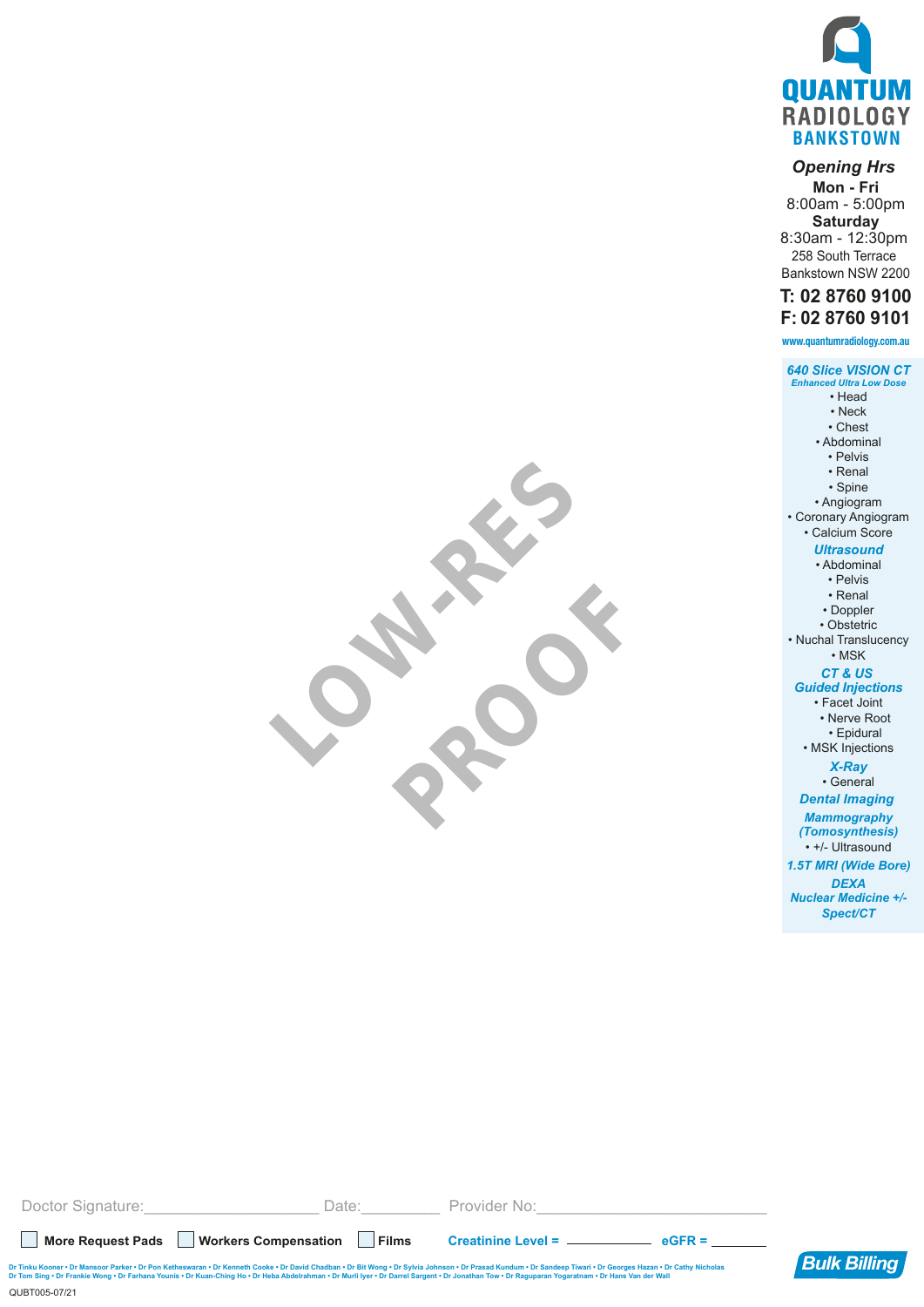# QUANTUM RADIOLOGY
## BANKSTOWN

### *Opening Hrs*

**Mon - Fri**
8:00am - 5:00pm
**Saturday**
8:30am - 12:30pm

258 South Terrace
Bankstown NSW 2200

**T: 02 8760 9100**
**F: 02 8760 9101**

www.quantumradiology.com.au

***640 Slice VISION CT***
*Enhanced Ultra Low Dose*

- Head
- Neck
- Chest
- Abdominal
- Pelvis
- Renal
- Spine
- Angiogram
- Coronary Angiogram
- Calcium Score

***Ultrasound***

- Abdominal
- Pelvis
- Renal
- Doppler
- Obstetric
- Nuchal Translucency
- MSK

***CT & US Guided Injections***

- Facet Joint
- Nerve Root
- Epidural
- MSK Injections

***X-Ray***

- General

***Dental Imaging***

***Mammography (Tomosynthesis)***

- +/- Ultrasound

***1.5T MRI (Wide Bore)***

***DEXA***

***Nuclear Medicine +/- Spect/CT***

LOW-RES PROOF

Doctor Signature:____________________ Date:_________ Provider No:____________________________

☐ **More Request Pads** ☐ **Workers Compensation** ☐ **Films** **Creatinine Level =** ____________ **eGFR =** ________

Dr Tinku Kooner • Dr Mansoor Parker • Dr Pon Ketheswaran • Dr Kenneth Cooke • Dr David Chadban • Dr Bit Wong • Dr Sylvia Johnson • Dr Prasad Kundum • Dr Sandeep Tiwari • Dr Georges Hazan • Dr Cathy Nicholas
Dr Tom Sing • Dr Frankie Wong • Dr Farhana Younis • Dr Kuan-Ching Ho • Dr Heba Abdelrahman • Dr Murli Iyer • Dr Darrel Sargent • Dr Jonathan Tow • Dr Raguparan Yogaratnam • Dr Hans Van der Wall

**Bulk Billing**

QUBT005-07/21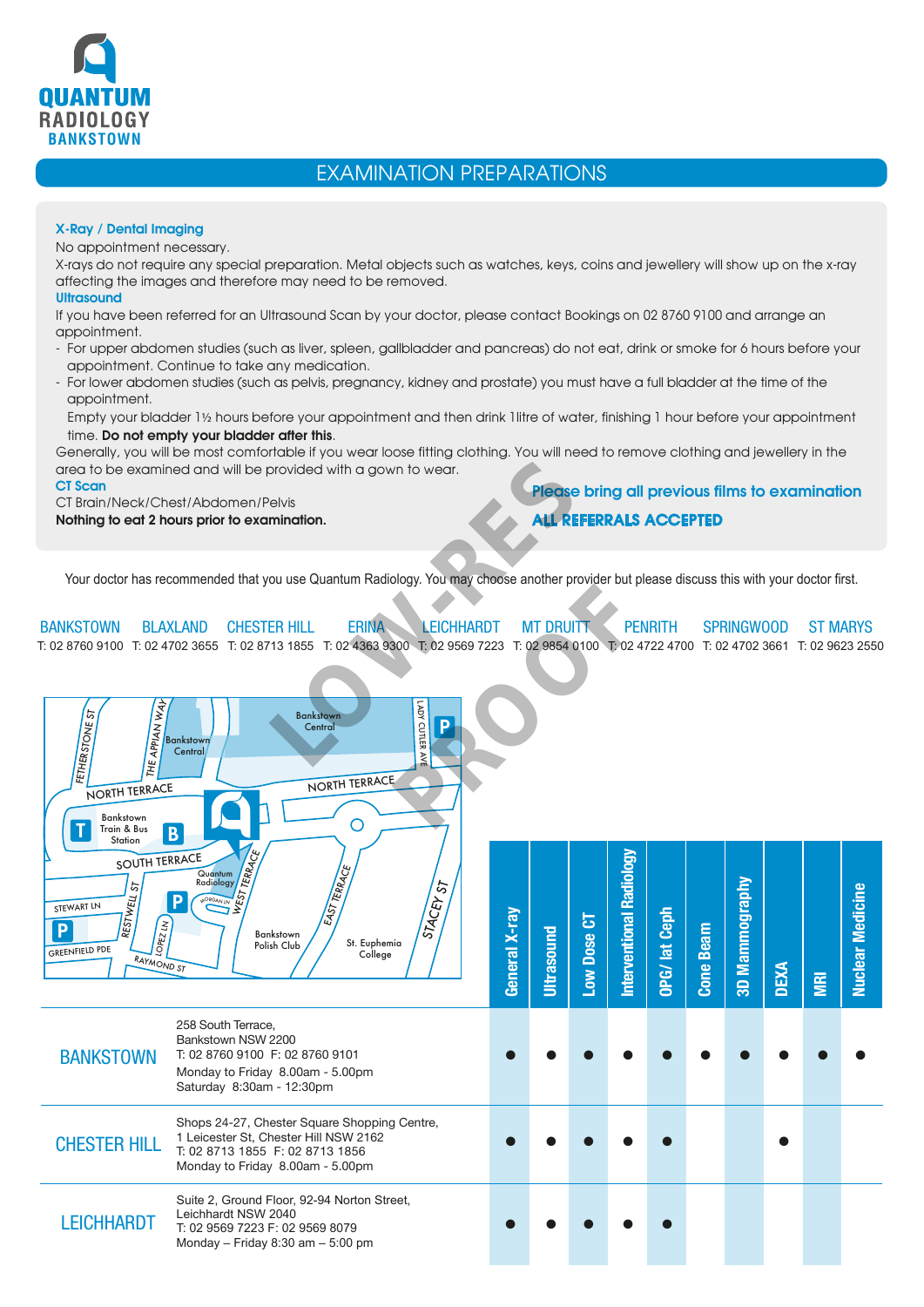# QUANTUM RADIOLOGY BANKSTOWN

## EXAMINATION PREPARATIONS

**X-Ray / Dental Imaging**

No appointment necessary.

X-rays do not require any special preparation. Metal objects such as watches, keys, coins and jewellery will show up on the x-ray affecting the images and therefore may need to be removed.

**Ultrasound**

If you have been referred for an Ultrasound Scan by your doctor, please contact Bookings on 02 8760 9100 and arrange an appointment.

- For upper abdomen studies (such as liver, spleen, gallbladder and pancreas) do not eat, drink or smoke for 6 hours before your appointment. Continue to take any medication.
- For lower abdomen studies (such as pelvis, pregnancy, kidney and prostate) you must have a full bladder at the time of the appointment.

  Empty your bladder 1½ hours before your appointment and then drink 1litre of water, finishing 1 hour before your appointment time. **Do not empty your bladder after this**.

Generally, you will be most comfortable if you wear loose fitting clothing. You will need to remove clothing and jewellery in the area to be examined and will be provided with a gown to wear.

**CT Scan**

CT Brain/Neck/Chest/Abdomen/Pelvis

**Nothing to eat 2 hours prior to examination.**

**Please bring all previous films to examination**

**ALL REFERRALS ACCEPTED**

Your doctor has recommended that you use Quantum Radiology. You may choose another provider but please discuss this with your doctor first.

| BANKSTOWN | BLAXLAND | CHESTER HILL | ERINA | LEICHHARDT | MT DRUITT | PENRITH | SPRINGWOOD | ST MARYS |
|---|---|---|---|---|---|---|---|---|
| T: 02 8760 9100 | T: 02 4702 3655 | T: 02 8713 1855 | T: 02 4363 9300 | T: 02 9569 7223 | T: 02 9854 0100 | T: 02 4722 4700 | T: 02 4702 3661 | T: 02 9623 2550 |

| | | General X-ray | Ultrasound | Low Dose CT | Interventional Radiology | OPG/ lat Ceph | Cone Beam | 3D Mammography | DEXA | MRI | Nuclear Medicine |
|---|---|---|---|---|---|---|---|---|---|---|---|
| BANKSTOWN | 258 South Terrace, Bankstown NSW 2200<br>T: 02 8760 9100 F: 02 8760 9101<br>Monday to Friday 8.00am - 5.00pm<br>Saturday 8:30am - 12:30pm | ● | ● | ● | ● | ● | ● | ● | ● | ● | ● |
| CHESTER HILL | Shops 24-27, Chester Square Shopping Centre, 1 Leicester St, Chester Hill NSW 2162<br>T: 02 8713 1855 F: 02 8713 1856<br>Monday to Friday 8.00am - 5.00pm | ● | ● | ● | ● | ● | | | ● | | |
| LEICHHARDT | Suite 2, Ground Floor, 92-94 Norton Street, Leichhardt NSW 2040<br>T: 02 9569 7223 F: 02 9569 8079<br>Monday – Friday 8:30 am – 5:00 pm | ● | ● | ● | ● | ● | | | | | |